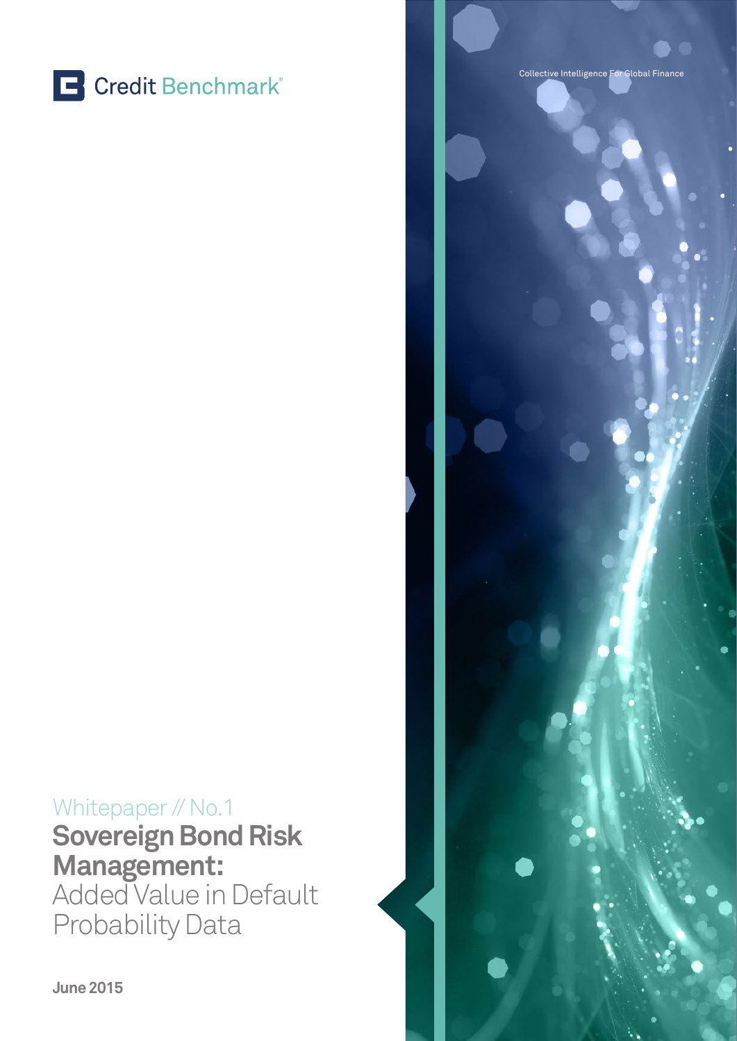Credit Benchmark®

Collective Intelligence For Global Finance

Whitepaper // No.1

# Sovereign Bond Risk Management: Added Value in Default Probability Data

**June 2015**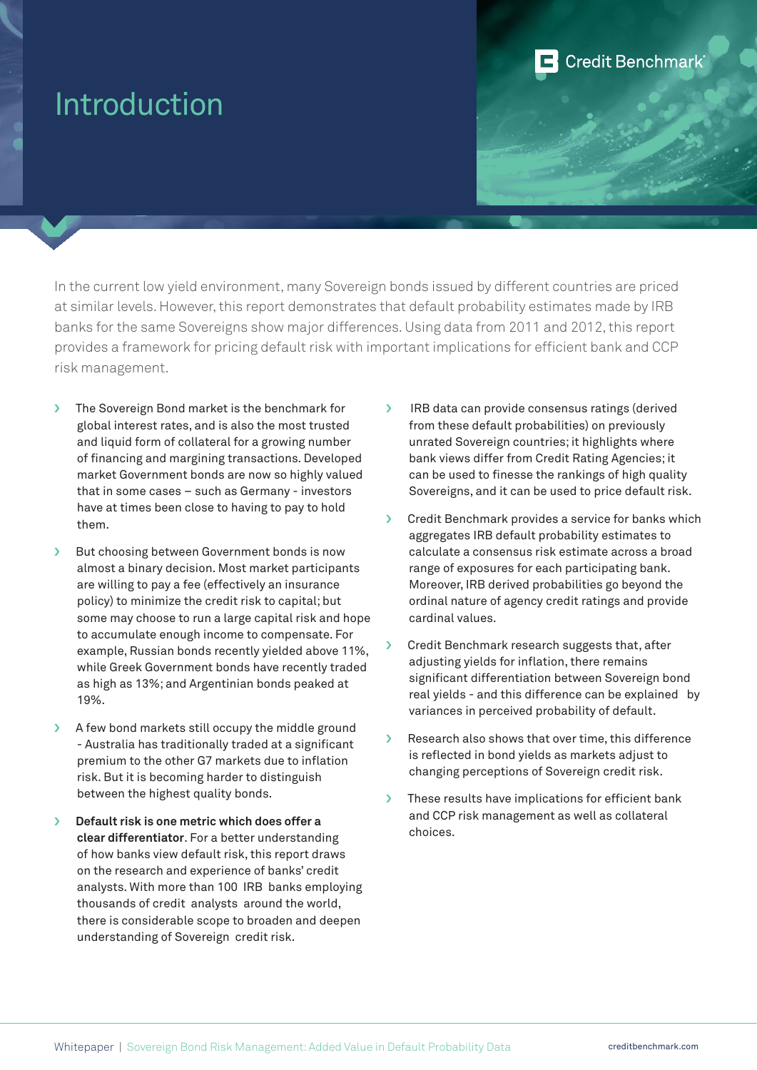# Introduction

In the current low yield environment, many Sovereign bonds issued by different countries are priced at similar levels. However, this report demonstrates that default probability estimates made by IRB banks for the same Sovereigns show major differences. Using data from 2011 and 2012, this report provides a framework for pricing default risk with important implications for efficient bank and CCP risk management.

- The Sovereign Bond market is the benchmark for global interest rates, and is also the most trusted and liquid form of collateral for a growing number of financing and margining transactions. Developed market Government bonds are now so highly valued that in some cases – such as Germany - investors have at times been close to having to pay to hold them.
- But choosing between Government bonds is now almost a binary decision. Most market participants are willing to pay a fee (effectively an insurance policy) to minimize the credit risk to capital; but some may choose to run a large capital risk and hope to accumulate enough income to compensate. For example, Russian bonds recently yielded above 11%, while Greek Government bonds have recently traded as high as 13%; and Argentinian bonds peaked at 19%.
- A few bond markets still occupy the middle ground - Australia has traditionally traded at a significant premium to the other G7 markets due to inflation risk. But it is becoming harder to distinguish between the highest quality bonds.
- **Default risk is one metric which does offer a clear differentiator**. For a better understanding of how banks view default risk, this report draws on the research and experience of banks' credit analysts. With more than 100 IRB banks employing thousands of credit analysts around the world, there is considerable scope to broaden and deepen understanding of Sovereign credit risk.
- IRB data can provide consensus ratings (derived from these default probabilities) on previously unrated Sovereign countries; it highlights where bank views differ from Credit Rating Agencies; it can be used to finesse the rankings of high quality Sovereigns, and it can be used to price default risk.
- Credit Benchmark provides a service for banks which aggregates IRB default probability estimates to calculate a consensus risk estimate across a broad range of exposures for each participating bank. Moreover, IRB derived probabilities go beyond the ordinal nature of agency credit ratings and provide cardinal values.
- Credit Benchmark research suggests that, after adjusting yields for inflation, there remains significant differentiation between Sovereign bond real yields - and this difference can be explained by variances in perceived probability of default.
- Research also shows that over time, this difference is reflected in bond yields as markets adjust to changing perceptions of Sovereign credit risk.
- These results have implications for efficient bank and CCP risk management as well as collateral choices.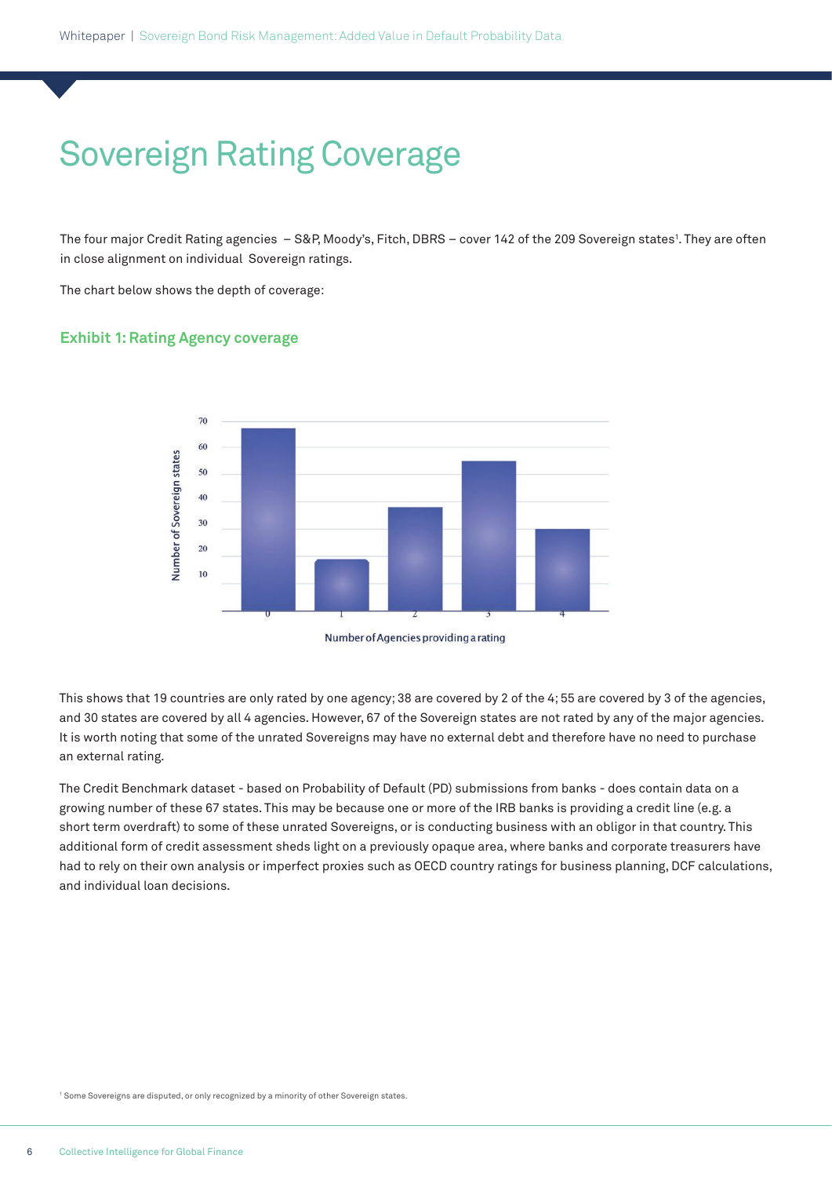# Sovereign Rating Coverage

The four major Credit Rating agencies – S&P, Moody's, Fitch, DBRS – cover 142 of the 209 Sovereign states[1]. They are often in close alignment on individual Sovereign ratings.

The chart below shows the depth of coverage:

### Exhibit 1: Rating Agency coverage

This shows that 19 countries are only rated by one agency; 38 are covered by 2 of the 4; 55 are covered by 3 of the agencies, and 30 states are covered by all 4 agencies. However, 67 of the Sovereign states are not rated by any of the major agencies. It is worth noting that some of the unrated Sovereigns may have no external debt and therefore have no need to purchase an external rating.

The Credit Benchmark dataset - based on Probability of Default (PD) submissions from banks - does contain data on a growing number of these 67 states. This may be because one or more of the IRB banks is providing a credit line (e.g. a short term overdraft) to some of these unrated Sovereigns, or is conducting business with an obligor in that country. This additional form of credit assessment sheds light on a previously opaque area, where banks and corporate treasurers have had to rely on their own analysis or imperfect proxies such as OECD country ratings for business planning, DCF calculations, and individual loan decisions.

[1] Some Sovereigns are disputed, or only recognized by a minority of other Sovereign states.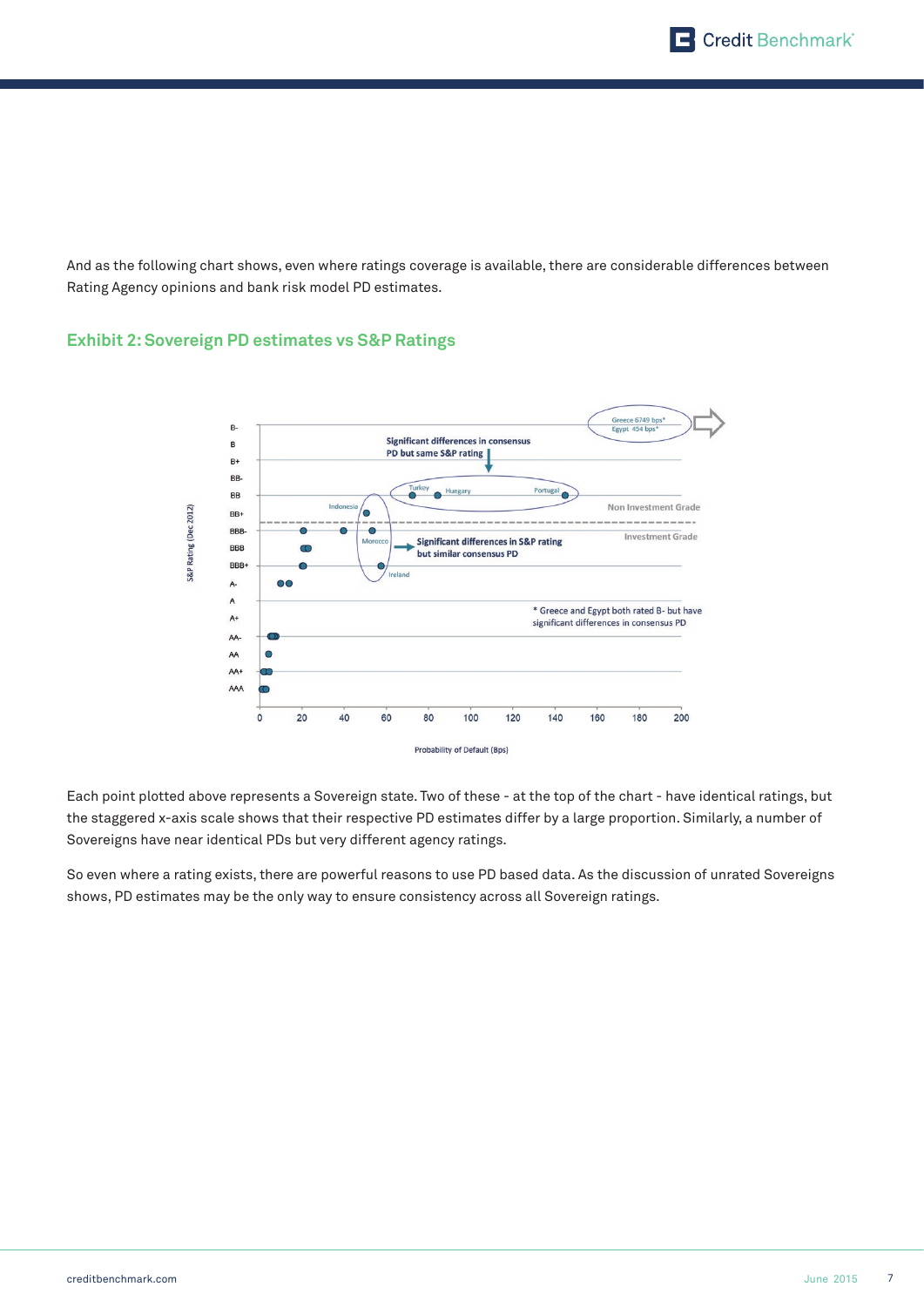And as the following chart shows, even where ratings coverage is available, there are considerable differences between Rating Agency opinions and bank risk model PD estimates.

## Exhibit 2: Sovereign PD estimates vs S&P Ratings

Each point plotted above represents a Sovereign state. Two of these - at the top of the chart - have identical ratings, but the staggered x-axis scale shows that their respective PD estimates differ by a large proportion. Similarly, a number of Sovereigns have near identical PDs but very different agency ratings.

So even where a rating exists, there are powerful reasons to use PD based data. As the discussion of unrated Sovereigns shows, PD estimates may be the only way to ensure consistency across all Sovereign ratings.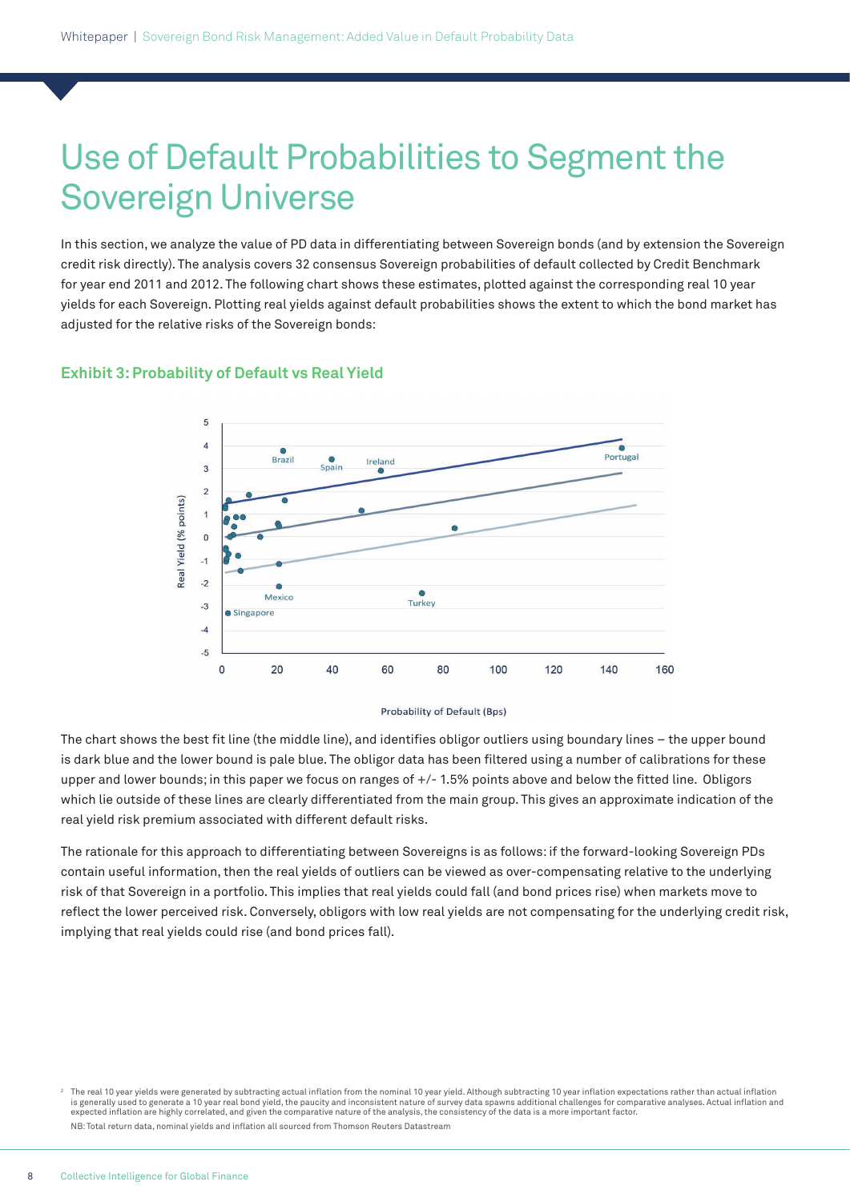# Use of Default Probabilities to Segment the Sovereign Universe

In this section, we analyze the value of PD data in differentiating between Sovereign bonds (and by extension the Sovereign credit risk directly). The analysis covers 32 consensus Sovereign probabilities of default collected by Credit Benchmark for year end 2011 and 2012. The following chart shows these estimates, plotted against the corresponding real 10 year yields for each Sovereign. Plotting real yields against default probabilities shows the extent to which the bond market has adjusted for the relative risks of the Sovereign bonds:

### Exhibit 3: Probability of Default vs Real Yield

The chart shows the best fit line (the middle line), and identifies obligor outliers using boundary lines – the upper bound is dark blue and the lower bound is pale blue. The obligor data has been filtered using a number of calibrations for these upper and lower bounds; in this paper we focus on ranges of +/- 1.5% points above and below the fitted line. Obligors which lie outside of these lines are clearly differentiated from the main group. This gives an approximate indication of the real yield risk premium associated with different default risks.

The rationale for this approach to differentiating between Sovereigns is as follows: if the forward-looking Sovereign PDs contain useful information, then the real yields of outliers can be viewed as over-compensating relative to the underlying risk of that Sovereign in a portfolio. This implies that real yields could fall (and bond prices rise) when markets move to reflect the lower perceived risk. Conversely, obligors with low real yields are not compensating for the underlying credit risk, implying that real yields could rise (and bond prices fall).

[2] The real 10 year yields were generated by subtracting actual inflation from the nominal 10 year yield. Although subtracting 10 year inflation expectations rather than actual inflation is generally used to generate a 10 year real bond yield, the paucity and inconsistent nature of survey data spawns additional challenges for comparative analyses. Actual inflation and expected inflation are highly correlated, and given the comparative nature of the analysis, the consistency of the data is a more important factor.

NB: Total return data, nominal yields and inflation all sourced from Thomson Reuters Datastream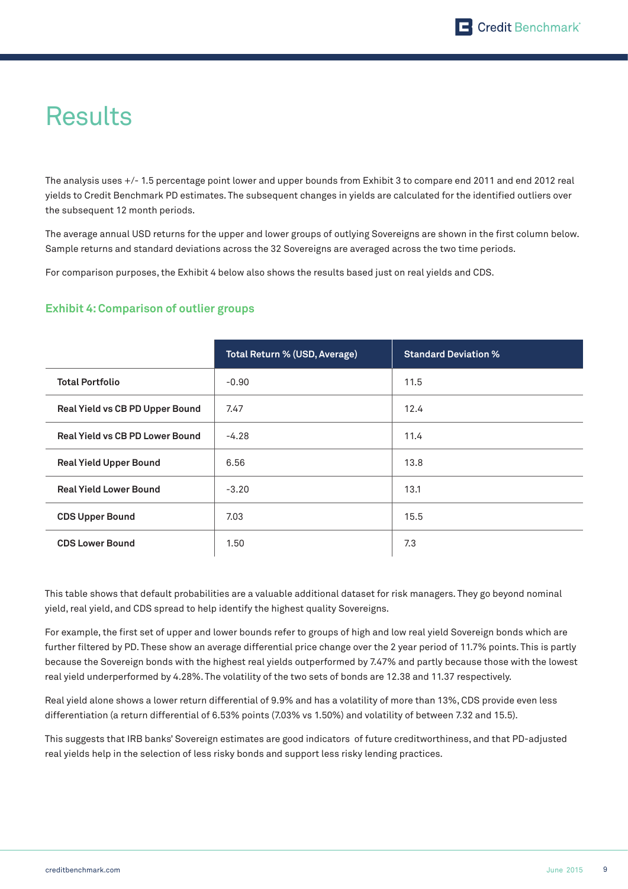# Results

The analysis uses +/- 1.5 percentage point lower and upper bounds from Exhibit 3 to compare end 2011 and end 2012 real yields to Credit Benchmark PD estimates. The subsequent changes in yields are calculated for the identified outliers over the subsequent 12 month periods.

The average annual USD returns for the upper and lower groups of outlying Sovereigns are shown in the first column below. Sample returns and standard deviations across the 32 Sovereigns are averaged across the two time periods.

For comparison purposes, the Exhibit 4 below also shows the results based just on real yields and CDS.

### Exhibit 4: Comparison of outlier groups

| | Total Return % (USD, Average) | Standard Deviation % |
|---|---|---|
| **Total Portfolio** | -0.90 | 11.5 |
| **Real Yield vs CB PD Upper Bound** | 7.47 | 12.4 |
| **Real Yield vs CB PD Lower Bound** | -4.28 | 11.4 |
| **Real Yield Upper Bound** | 6.56 | 13.8 |
| **Real Yield Lower Bound** | -3.20 | 13.1 |
| **CDS Upper Bound** | 7.03 | 15.5 |
| **CDS Lower Bound** | 1.50 | 7.3 |

This table shows that default probabilities are a valuable additional dataset for risk managers. They go beyond nominal yield, real yield, and CDS spread to help identify the highest quality Sovereigns.

For example, the first set of upper and lower bounds refer to groups of high and low real yield Sovereign bonds which are further filtered by PD. These show an average differential price change over the 2 year period of 11.7% points. This is partly because the Sovereign bonds with the highest real yields outperformed by 7.47% and partly because those with the lowest real yield underperformed by 4.28%. The volatility of the two sets of bonds are 12.38 and 11.37 respectively.

Real yield alone shows a lower return differential of 9.9% and has a volatility of more than 13%, CDS provide even less differentiation (a return differential of 6.53% points (7.03% vs 1.50%) and volatility of between 7.32 and 15.5).

This suggests that IRB banks' Sovereign estimates are good indicators of future creditworthiness, and that PD-adjusted real yields help in the selection of less risky bonds and support less risky lending practices.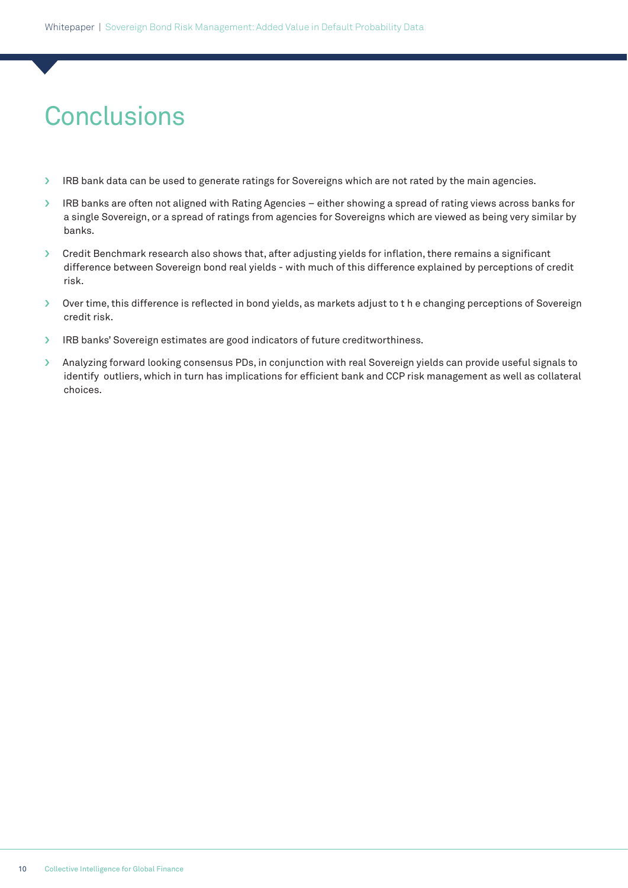# Conclusions

- IRB bank data can be used to generate ratings for Sovereigns which are not rated by the main agencies.
- IRB banks are often not aligned with Rating Agencies – either showing a spread of rating views across banks for a single Sovereign, or a spread of ratings from agencies for Sovereigns which are viewed as being very similar by banks.
- Credit Benchmark research also shows that, after adjusting yields for inflation, there remains a significant difference between Sovereign bond real yields - with much of this difference explained by perceptions of credit risk.
- Over time, this difference is reflected in bond yields, as markets adjust to t h e changing perceptions of Sovereign credit risk.
- IRB banks' Sovereign estimates are good indicators of future creditworthiness.
- Analyzing forward looking consensus PDs, in conjunction with real Sovereign yields can provide useful signals to identify outliers, which in turn has implications for efficient bank and CCP risk management as well as collateral choices.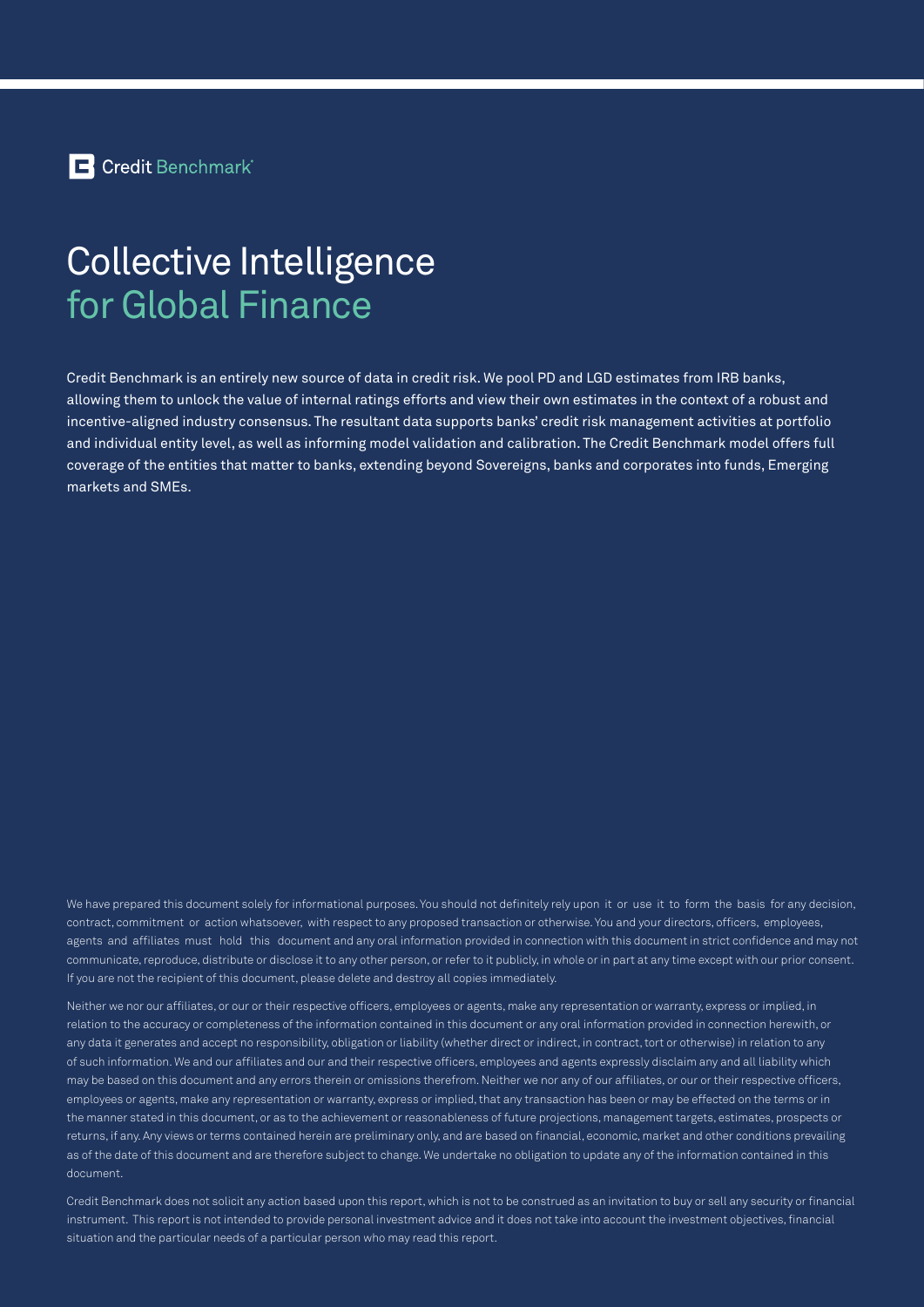Credit Benchmark

# Collective Intelligence for Global Finance

Credit Benchmark is an entirely new source of data in credit risk. We pool PD and LGD estimates from IRB banks, allowing them to unlock the value of internal ratings efforts and view their own estimates in the context of a robust and incentive-aligned industry consensus. The resultant data supports banks' credit risk management activities at portfolio and individual entity level, as well as informing model validation and calibration. The Credit Benchmark model offers full coverage of the entities that matter to banks, extending beyond Sovereigns, banks and corporates into funds, Emerging markets and SMEs.

We have prepared this document solely for informational purposes. You should not definitely rely upon it or use it to form the basis for any decision, contract, commitment or action whatsoever, with respect to any proposed transaction or otherwise. You and your directors, officers, employees, agents and affiliates must hold this document and any oral information provided in connection with this document in strict confidence and may not communicate, reproduce, distribute or disclose it to any other person, or refer to it publicly, in whole or in part at any time except with our prior consent. If you are not the recipient of this document, please delete and destroy all copies immediately.

Neither we nor our affiliates, or our or their respective officers, employees or agents, make any representation or warranty, express or implied, in relation to the accuracy or completeness of the information contained in this document or any oral information provided in connection herewith, or any data it generates and accept no responsibility, obligation or liability (whether direct or indirect, in contract, tort or otherwise) in relation to any of such information. We and our affiliates and our and their respective officers, employees and agents expressly disclaim any and all liability which may be based on this document and any errors therein or omissions therefrom. Neither we nor any of our affiliates, or our or their respective officers, employees or agents, make any representation or warranty, express or implied, that any transaction has been or may be effected on the terms or in the manner stated in this document, or as to the achievement or reasonableness of future projections, management targets, estimates, prospects or returns, if any. Any views or terms contained herein are preliminary only, and are based on financial, economic, market and other conditions prevailing as of the date of this document and are therefore subject to change. We undertake no obligation to update any of the information contained in this document.

Credit Benchmark does not solicit any action based upon this report, which is not to be construed as an invitation to buy or sell any security or financial instrument. This report is not intended to provide personal investment advice and it does not take into account the investment objectives, financial situation and the particular needs of a particular person who may read this report.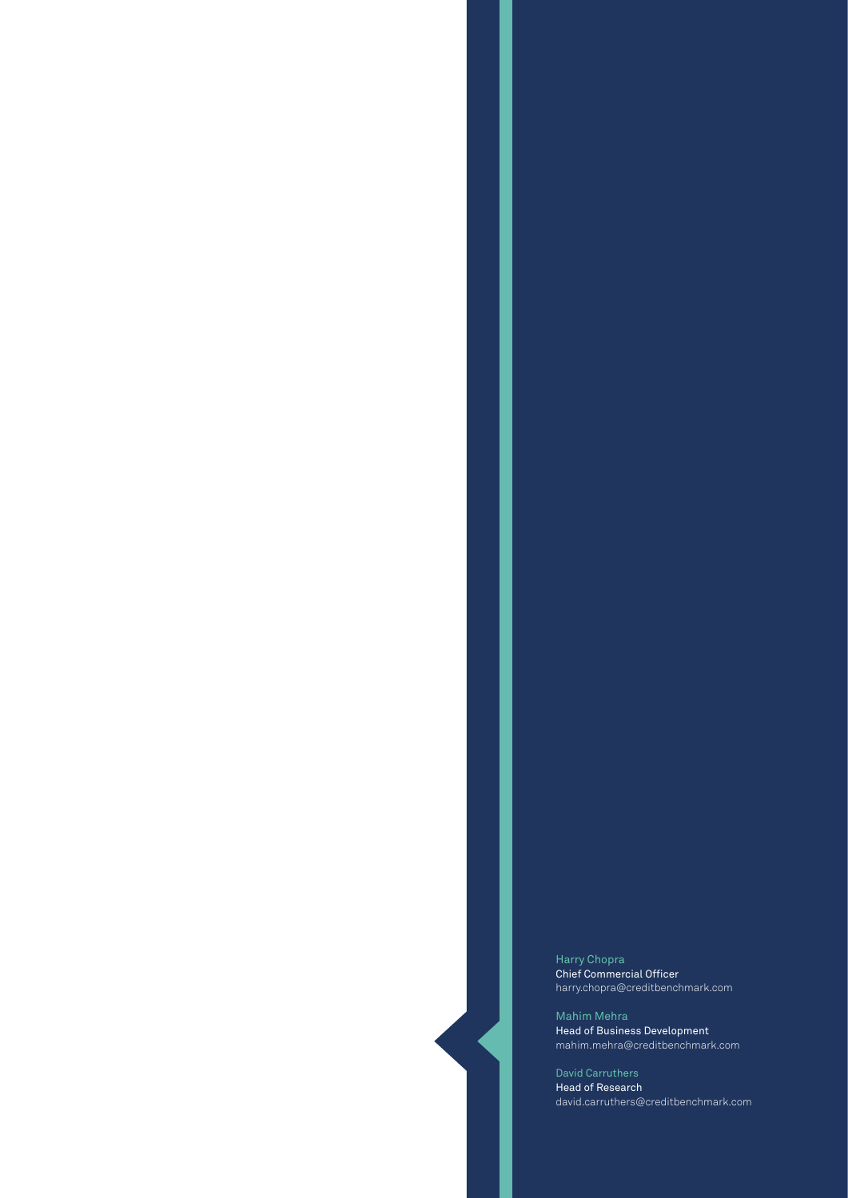Harry Chopra
Chief Commercial Officer
harry.chopra@creditbenchmark.com

Mahim Mehra
Head of Business Development
mahim.mehra@creditbenchmark.com

David Carruthers
Head of Research
david.carruthers@creditbenchmark.com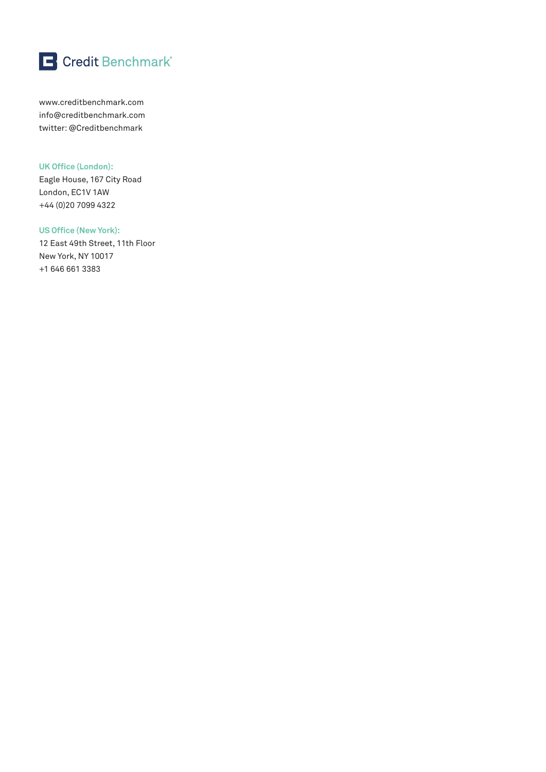Credit Benchmark

www.creditbenchmark.com
info@creditbenchmark.com
twitter: @Creditbenchmark

**UK Office (London):**
Eagle House, 167 City Road
London, EC1V 1AW
+44 (0)20 7099 4322

**US Office (New York):**
12 East 49th Street, 11th Floor
New York, NY 10017
+1 646 661 3383